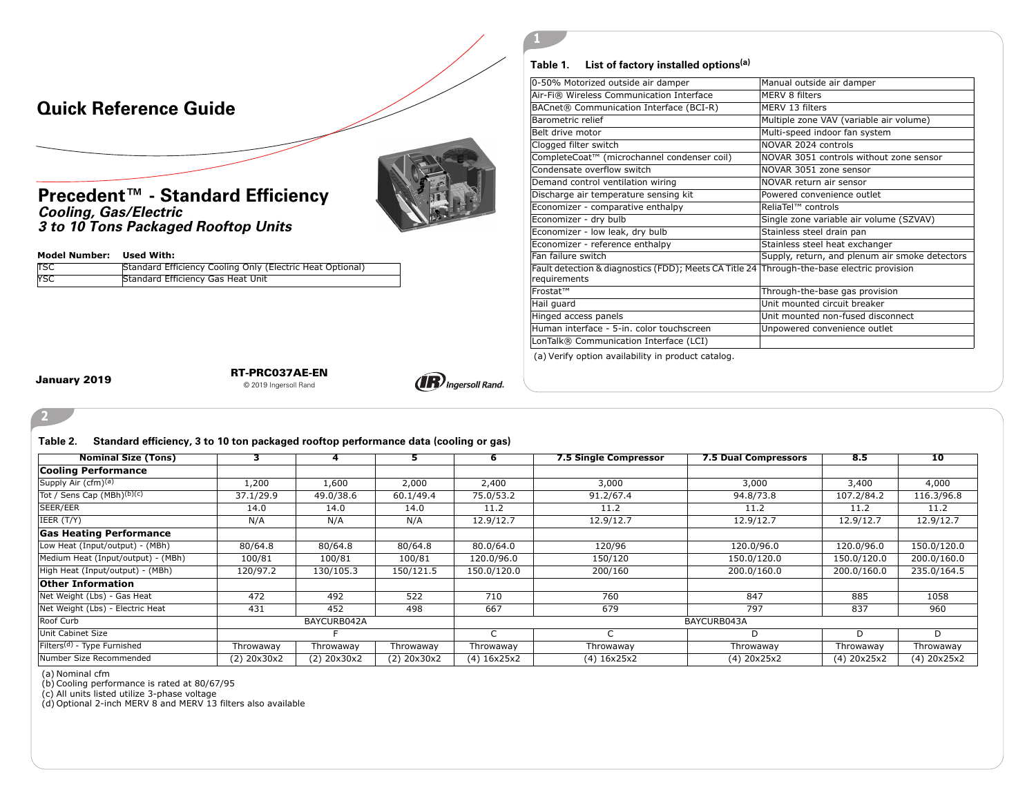# Quick Reference Guide

## Precedent™ - Standard Efficiency

***Cooling, Gas/Electric***
***3 to 10 Tons Packaged Rooftop Units***

| Model Number: | Used With: |
|---|---|
| TSC | Standard Efficiency Cooling Only (Electric Heat Optional) |
| YSC | Standard Efficiency Gas Heat Unit |

**January 2019**

**RT-PRC037AE-EN**
© 2019 Ingersoll Rand

Ingersoll Rand.

**Table 1. List of factory installed options(a)**

| | |
|---|---|
| 0-50% Motorized outside air damper | Manual outside air damper |
| Air-Fi® Wireless Communication Interface | MERV 8 filters |
| BACnet® Communication Interface (BCI-R) | MERV 13 filters |
| Barometric relief | Multiple zone VAV (variable air volume) |
| Belt drive motor | Multi-speed indoor fan system |
| Clogged filter switch | NOVAR 2024 controls |
| CompleteCoat™ (microchannel condenser coil) | NOVAR 3051 controls without zone sensor |
| Condensate overflow switch | NOVAR 3051 zone sensor |
| Demand control ventilation wiring | NOVAR return air sensor |
| Discharge air temperature sensing kit | Powered convenience outlet |
| Economizer - comparative enthalpy | ReliaTel™ controls |
| Economizer - dry bulb | Single zone variable air volume (SZVAV) |
| Economizer - low leak, dry bulb | Stainless steel drain pan |
| Economizer - reference enthalpy | Stainless steel heat exchanger |
| Fan failure switch | Supply, return, and plenum air smoke detectors |
| Fault detection & diagnostics (FDD); Meets CA Title 24 requirements | Through-the-base electric provision |
| Frostat™ | Through-the-base gas provision |
| Hail guard | Unit mounted circuit breaker |
| Hinged access panels | Unit mounted non-fused disconnect |
| Human interface - 5-in. color touchscreen | Unpowered convenience outlet |
| LonTalk® Communication Interface (LCI) | |

(a) Verify option availability in product catalog.

**Table 2. Standard efficiency, 3 to 10 ton packaged rooftop performance data (cooling or gas)**

| Nominal Size (Tons) | 3 | 4 | 5 | 6 | 7.5 Single Compressor | 7.5 Dual Compressors | 8.5 | 10 |
|---|---|---|---|---|---|---|---|---|
| **Cooling Performance** | | | | | | | | |
| Supply Air (cfm)(a) | 1,200 | 1,600 | 2,000 | 2,400 | 3,000 | 3,000 | 3,400 | 4,000 |
| Tot / Sens Cap (MBh)(b)(c) | 37.1/29.9 | 49.0/38.6 | 60.1/49.4 | 75.0/53.2 | 91.2/67.4 | 94.8/73.8 | 107.2/84.2 | 116.3/96.8 |
| SEER/EER | 14.0 | 14.0 | 14.0 | 11.2 | 11.2 | 11.2 | 11.2 | 11.2 |
| IEER (T/Y) | N/A | N/A | N/A | 12.9/12.7 | 12.9/12.7 | 12.9/12.7 | 12.9/12.7 | 12.9/12.7 |
| **Gas Heating Performance** | | | | | | | | |
| Low Heat (Input/output) - (MBh) | 80/64.8 | 80/64.8 | 80/64.8 | 80.0/64.0 | 120/96 | 120.0/96.0 | 120.0/96.0 | 150.0/120.0 |
| Medium Heat (Input/output) - (MBh) | 100/81 | 100/81 | 100/81 | 120.0/96.0 | 150/120 | 150.0/120.0 | 150.0/120.0 | 200.0/160.0 |
| High Heat (Input/output) - (MBh) | 120/97.2 | 130/105.3 | 150/121.5 | 150.0/120.0 | 200/160 | 200.0/160.0 | 200.0/160.0 | 235.0/164.5 |
| **Other Information** | | | | | | | | |
| Net Weight (Lbs) - Gas Heat | 472 | 492 | 522 | 710 | 760 | 847 | 885 | 1058 |
| Net Weight (Lbs) - Electric Heat | 431 | 452 | 498 | 667 | 679 | 797 | 837 | 960 |
| Roof Curb | BAYCURB042A | | | BAYCURB043A | | | | |
| Unit Cabinet Size | F | | | C | C | D | D | D |
| Filters(d) - Type Furnished | Throwaway | Throwaway | Throwaway | Throwaway | Throwaway | Throwaway | Throwaway | Throwaway |
| Number Size Recommended | (2) 20x30x2 | (2) 20x30x2 | (2) 20x30x2 | (4) 16x25x2 | (4) 16x25x2 | (4) 20x25x2 | (4) 20x25x2 | (4) 20x25x2 |

(a) Nominal cfm
(b) Cooling performance is rated at 80/67/95
(c) All units listed utilize 3-phase voltage
(d) Optional 2-inch MERV 8 and MERV 13 filters also available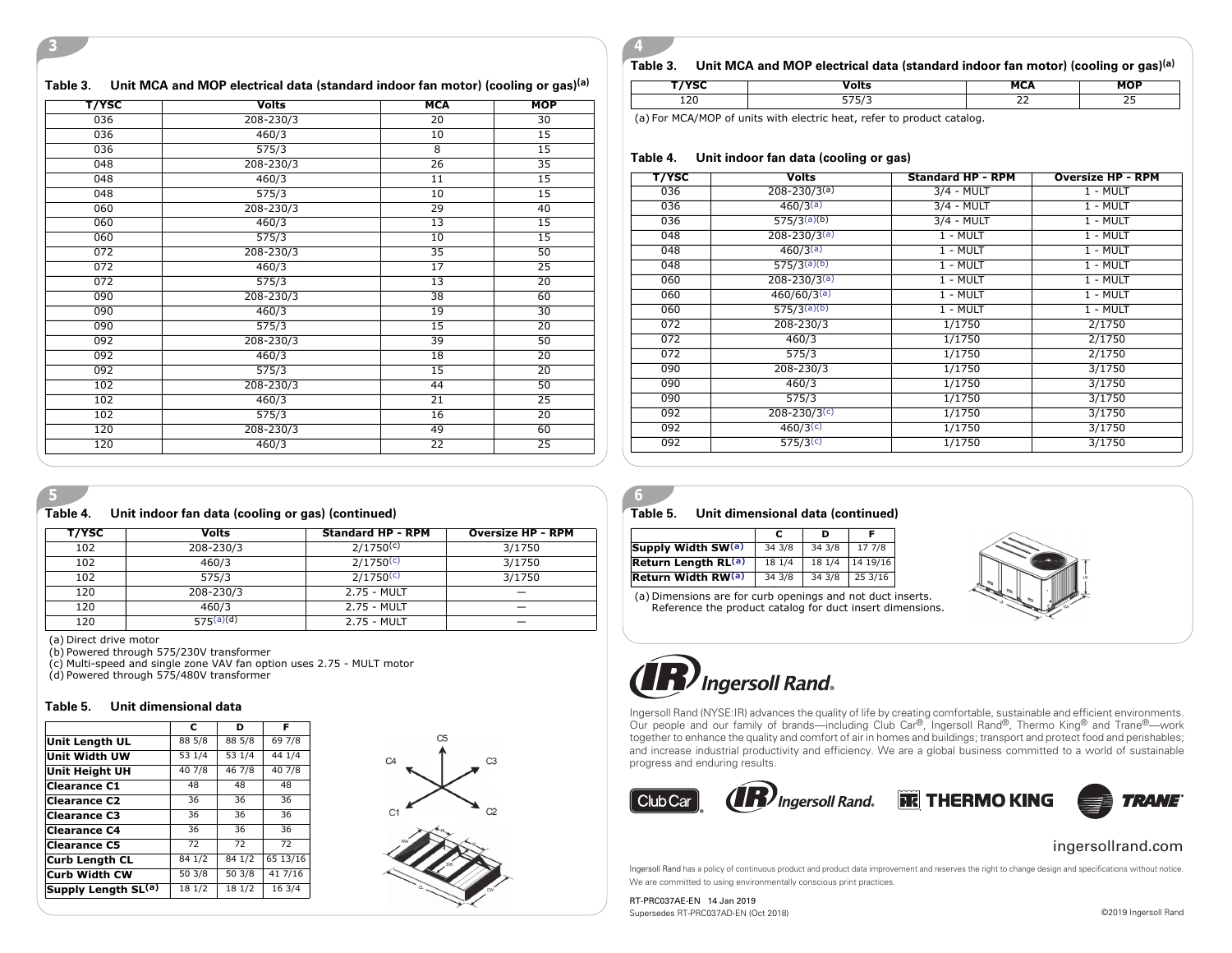## Table 3. Unit MCA and MOP electrical data (standard indoor fan motor) (cooling or gas)[(a)]

| T/YSC | Volts | MCA | MOP |
|---|---|---|---|
| 036 | 208-230/3 | 20 | 30 |
| 036 | 460/3 | 10 | 15 |
| 036 | 575/3 | 8 | 15 |
| 048 | 208-230/3 | 26 | 35 |
| 048 | 460/3 | 11 | 15 |
| 048 | 575/3 | 10 | 15 |
| 060 | 208-230/3 | 29 | 40 |
| 060 | 460/3 | 13 | 15 |
| 060 | 575/3 | 10 | 15 |
| 072 | 208-230/3 | 35 | 50 |
| 072 | 460/3 | 17 | 25 |
| 072 | 575/3 | 13 | 20 |
| 090 | 208-230/3 | 38 | 60 |
| 090 | 460/3 | 19 | 30 |
| 090 | 575/3 | 15 | 20 |
| 092 | 208-230/3 | 39 | 50 |
| 092 | 460/3 | 18 | 20 |
| 092 | 575/3 | 15 | 20 |
| 102 | 208-230/3 | 44 | 50 |
| 102 | 460/3 | 21 | 25 |
| 102 | 575/3 | 16 | 20 |
| 120 | 208-230/3 | 49 | 60 |
| 120 | 460/3 | 22 | 25 |
| 120 | 575/3 | 22 | 25 |

(a) For MCA/MOP of units with electric heat, refer to product catalog.

## Table 4. Unit indoor fan data (cooling or gas)

| T/YSC | Volts | Standard HP - RPM | Oversize HP - RPM |
|---|---|---|---|
| 036 | 208-230/3[(a)] | 3/4 - MULT | 1 - MULT |
| 036 | 460/3[(a)] | 3/4 - MULT | 1 - MULT |
| 036 | 575/3[(a)(b)] | 3/4 - MULT | 1 - MULT |
| 048 | 208-230/3[(a)] | 1 - MULT | 1 - MULT |
| 048 | 460/3[(a)] | 1 - MULT | 1 - MULT |
| 048 | 575/3[(a)(b)] | 1 - MULT | 1 - MULT |
| 060 | 208-230/3[(a)] | 1 - MULT | 1 - MULT |
| 060 | 460/60/3[(a)] | 1 - MULT | 1 - MULT |
| 060 | 575/3[(a)(b)] | 1 - MULT | 1 - MULT |
| 072 | 208-230/3 | 1/1750 | 2/1750 |
| 072 | 460/3 | 1/1750 | 2/1750 |
| 072 | 575/3 | 1/1750 | 2/1750 |
| 090 | 208-230/3 | 1/1750 | 3/1750 |
| 090 | 460/3 | 1/1750 | 3/1750 |
| 090 | 575/3 | 1/1750 | 3/1750 |
| 092 | 208-230/3[(c)] | 1/1750 | 3/1750 |
| 092 | 460/3[(c)] | 1/1750 | 3/1750 |
| 092 | 575/3[(c)] | 1/1750 | 3/1750 |
| 102 | 208-230/3 | 2/1750[(c)] | 3/1750 |
| 102 | 460/3 | 2/1750[(c)] | 3/1750 |
| 102 | 575/3 | 2/1750[(c)] | 3/1750 |
| 120 | 208-230/3 | 2.75 - MULT | — |
| 120 | 460/3 | 2.75 - MULT | — |
| 120 | 575[(a)(d)] | 2.75 - MULT | — |

(a) Direct drive motor
(b) Powered through 575/230V transformer
(c) Multi-speed and single zone VAV fan option uses 2.75 - MULT motor
(d) Powered through 575/480V transformer

## Table 5. Unit dimensional data

| | C | D | F |
|---|---|---|---|
| Unit Length UL | 88 5/8 | 88 5/8 | 69 7/8 |
| Unit Width UW | 53 1/4 | 53 1/4 | 44 1/4 |
| Unit Height UH | 40 7/8 | 46 7/8 | 40 7/8 |
| Clearance C1 | 48 | 48 | 48 |
| Clearance C2 | 36 | 36 | 36 |
| Clearance C3 | 36 | 36 | 36 |
| Clearance C4 | 36 | 36 | 36 |
| Clearance C5 | 72 | 72 | 72 |
| Curb Length CL | 84 1/2 | 84 1/2 | 65 13/16 |
| Curb Width CW | 50 3/8 | 50 3/8 | 41 7/16 |
| Supply Length SL[(a)] | 18 1/2 | 18 1/2 | 16 3/4 |
| Supply Width SW[(a)] | 34 3/8 | 34 3/8 | 17 7/8 |
| Return Length RL[(a)] | 18 1/4 | 18 1/4 | 14 19/16 |
| Return Width RW[(a)] | 34 3/8 | 34 3/8 | 25 3/16 |

(a) Dimensions are for curb openings and not duct inserts. Reference the product catalog for duct insert dimensions.

C5
C4
C3
C1
C2

Ingersoll Rand

Ingersoll Rand (NYSE:IR) advances the quality of life by creating comfortable, sustainable and efficient environments. Our people and our family of brands—including Club Car®, Ingersoll Rand®, Thermo King® and Trane®—work together to enhance the quality and comfort of air in homes and buildings; transport and protect food and perishables; and increase industrial productivity and efficiency. We are a global business committed to a world of sustainable progress and enduring results.

Club Car · Ingersoll Rand · THERMO KING · TRANE

ingersollrand.com

Ingersoll Rand has a policy of continuous product and product data improvement and reserves the right to change design and specifications without notice. We are committed to using environmentally conscious print practices.

RT-PRC037AE-EN 14 Jan 2019
Supersedes RT-PRC037AD-EN (Oct 2018)

©2019 Ingersoll Rand